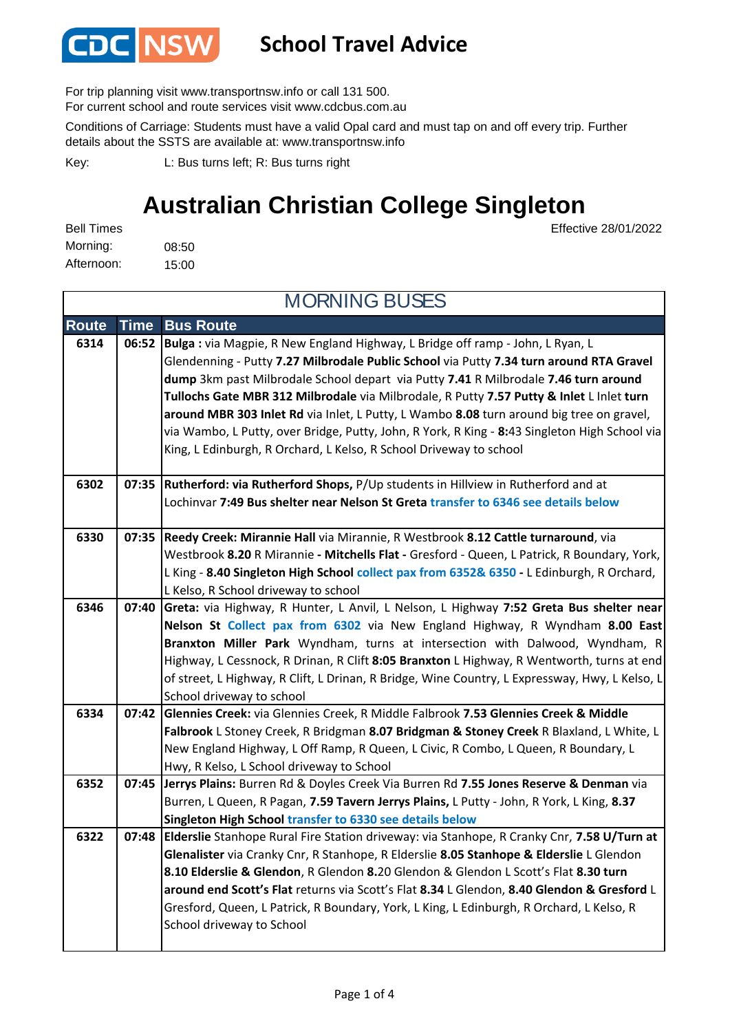# CDC NSW School Travel Advice

For trip planning visit www.transportnsw.info or call 131 500.
For current school and route services visit www.cdcbus.com.au

Conditions of Carriage: Students must have a valid Opal card and must tap on and off every trip. Further details about the SSTS are available at: www.transportnsw.info

Key: L: Bus turns left; R: Bus turns right

# Australian Christian College Singleton

Effective 28/01/2022

Bell Times
Morning: 08:50
Afternoon: 15:00

## MORNING BUSES

| Route | Time | Bus Route |
|---|---|---|
| 6314 | 06:52 | **Bulga :** via Magpie, R New England Highway, L Bridge off ramp - John, L Ryan, L Glendenning - Putty **7.27 Milbrodale Public School** via Putty **7.34 turn around RTA Gravel dump** 3km past Milbrodale School depart via Putty **7.41** R Milbrodale **7.46 turn around Tullochs Gate MBR 312 Milbrodale** via Milbrodale, R Putty **7.57 Putty & Inlet** L Inlet **turn around MBR 303 Inlet Rd** via Inlet, L Putty, L Wambo **8.08** turn around big tree on gravel, via Wambo, L Putty, over Bridge, Putty, John, R York, R King - **8:**43 Singleton High School via King, L Edinburgh, R Orchard, L Kelso, R School Driveway to school |
| 6302 | 07:35 | **Rutherford: via Rutherford Shops,** P/Up students in Hillview in Rutherford and at Lochinvar **7:49 Bus shelter near Nelson St Greta** transfer to 6346 see details below |
| 6330 | 07:35 | **Reedy Creek: Mirannie Hall** via Mirannie, R Westbrook **8.12 Cattle turnaround**, via Westbrook **8.20** R Mirannie **- Mitchells Flat -** Gresford - Queen, L Patrick, R Boundary, York, L King - **8.40 Singleton High School** collect pax from 6352& 6350 **-** L Edinburgh, R Orchard, L Kelso, R School driveway to school |
| 6346 | 07:40 | **Greta:** via Highway, R Hunter, L Anvil, L Nelson, L Highway **7:52 Greta Bus shelter near Nelson St** Collect pax from 6302 via New England Highway, R Wyndham **8.00 East Branxton Miller Park** Wyndham, turns at intersection with Dalwood, Wyndham, R Highway, L Cessnock, R Drinan, R Clift **8:05 Branxton** L Highway, R Wentworth, turns at end of street, L Highway, R Clift, L Drinan, R Bridge, Wine Country, L Expressway, Hwy, L Kelso, L School driveway to school |
| 6334 | 07:42 | **Glennies Creek:** via Glennies Creek, R Middle Falbrook **7.53 Glennies Creek & Middle Falbrook** L Stoney Creek, R Bridgman **8.07 Bridgman & Stoney Creek** R Blaxland, L White, L New England Highway, L Off Ramp, R Queen, L Civic, R Combo, L Queen, R Boundary, L Hwy, R Kelso, L School driveway to School |
| 6352 | 07:45 | **Jerrys Plains:** Burren Rd & Doyles Creek Via Burren Rd **7.55 Jones Reserve & Denman** via Burren, L Queen, R Pagan, **7.59 Tavern Jerrys Plains,** L Putty - John, R York, L King, **8.37 Singleton High School** transfer to 6330 see details below |
| 6322 | 07:48 | **Elderslie** Stanhope Rural Fire Station driveway: via Stanhope, R Cranky Cnr, **7.58 U/Turn at Glenalister** via Cranky Cnr, R Stanhope, R Elderslie **8.05 Stanhope & Elderslie** L Glendon **8.10 Elderslie & Glendon**, R Glendon **8.**20 Glendon & Glendon L Scott's Flat **8.30 turn around end Scott's Flat** returns via Scott's Flat **8.34** L Glendon, **8.40 Glendon & Gresford** L Gresford, Queen, L Patrick, R Boundary, York, L King, L Edinburgh, R Orchard, L Kelso, R School driveway to School |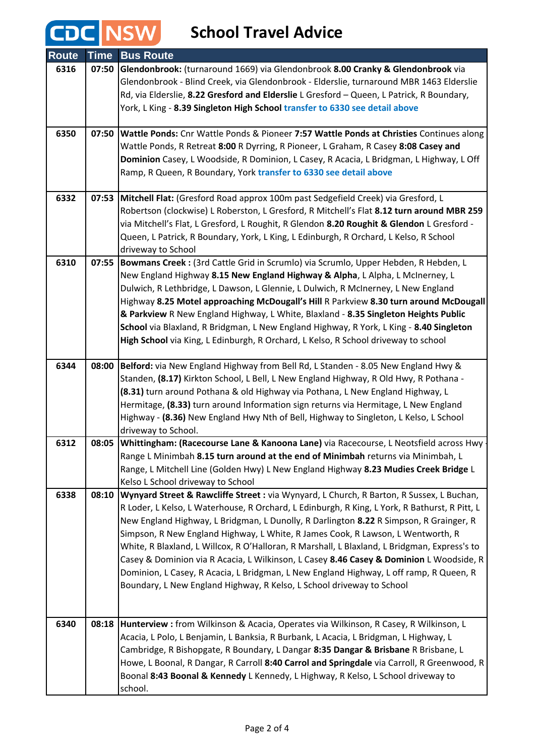# CDC NSW School Travel Advice

| Route | Time | Bus Route |
|---|---|---|
| 6316 | 07:50 | **Glendonbrook:** (turnaround 1669) via Glendonbrook **8.00 Cranky & Glendonbrook** via Glendonbrook - Blind Creek, via Glendonbrook - Elderslie, turnaround MBR 1463 Elderslie Rd, via Elderslie, **8.22 Gresford and Elderslie** L Gresford – Queen, L Patrick, R Boundary, York, L King - **8.39 Singleton High School** **transfer to 6330 see detail above** |
| 6350 | 07:50 | **Wattle Ponds:** Cnr Wattle Ponds & Pioneer **7:57 Wattle Ponds at Christies** Continues along Wattle Ponds, R Retreat **8:00** R Dyrring, R Pioneer, L Graham, R Casey **8:08 Casey and Dominion** Casey, L Woodside, R Dominion, L Casey, R Acacia, L Bridgman, L Highway, L Off Ramp, R Queen, R Boundary, York **transfer to 6330 see detail above** |
| 6332 | 07:53 | **Mitchell Flat:** (Gresford Road approx 100m past Sedgefield Creek) via Gresford, L Robertson (clockwise) L Roberston, L Gresford, R Mitchell's Flat **8.12 turn around MBR 259** via Mitchell's Flat, L Gresford, L Roughit, R Glendon **8.20 Roughit & Glendon** L Gresford - Queen, L Patrick, R Boundary, York, L King, L Edinburgh, R Orchard, L Kelso, R School driveway to School |
| 6310 | 07:55 | **Bowmans Creek :** (3rd Cattle Grid in Scrumlo) via Scrumlo, Upper Hebden, R Hebden, L New England Highway **8.15 New England Highway & Alpha**, L Alpha, L McInerney, L Dulwich, R Lethbridge, L Dawson, L Glennie, L Dulwich, R McInerney, L New England Highway **8.25 Motel approaching McDougall's Hill** R Parkview **8.30 turn around McDougall & Parkview** R New England Highway, L White, Blaxland - **8.35 Singleton Heights Public School** via Blaxland, R Bridgman, L New England Highway, R York, L King - **8.40 Singleton High School** via King, L Edinburgh, R Orchard, L Kelso, R School driveway to school |
| 6344 | 08:00 | **Belford:** via New England Highway from Bell Rd, L Standen - 8.05 New England Hwy & Standen, **(8.17)** Kirkton School, L Bell, L New England Highway, R Old Hwy, R Pothana - **(8.31)** turn around Pothana & old Highway via Pothana, L New England Highway, L Hermitage, **(8.33)** turn around Information sign returns via Hermitage, L New England Highway - **(8.36)** New England Hwy Nth of Bell, Highway to Singleton, L Kelso, L School driveway to School. |
| 6312 | 08:05 | **Whittingham: (Racecourse Lane & Kanoona Lane)** via Racecourse, L Neotsfield across Hwy - Range L Minimbah **8.15 turn around at the end of Minimbah** returns via Minimbah, L Range, L Mitchell Line (Golden Hwy) L New England Highway **8.23 Mudies Creek Bridge** L Kelso L School driveway to School |
| 6338 | 08:10 | **Wynyard Street & Rawcliffe Street :** via Wynyard, L Church, R Barton, R Sussex, L Buchan, R Loder, L Kelso, L Waterhouse, R Orchard, L Edinburgh, R King, L York, R Bathurst, R Pitt, L New England Highway, L Bridgman, L Dunolly, R Darlington **8.22** R Simpson, R Grainger, R Simpson, R New England Highway, L White, R James Cook, R Lawson, L Wentworth, R White, R Blaxland, L Willcox, R O'Halloran, R Marshall, L Blaxland, L Bridgman, Express's to Casey & Dominion via R Acacia, L Wilkinson, L Casey **8.46 Casey & Dominion** L Woodside, R Dominion, L Casey, R Acacia, L Bridgman, L New England Highway, L off ramp, R Queen, R Boundary, L New England Highway, R Kelso, L School driveway to School |
| 6340 | 08:18 | **Hunterview :** from Wilkinson & Acacia, Operates via Wilkinson, R Casey, R Wilkinson, L Acacia, L Polo, L Benjamin, L Banksia, R Burbank, L Acacia, L Bridgman, L Highway, L Cambridge, R Bishopgate, R Boundary, L Dangar **8:35 Dangar & Brisbane** R Brisbane, L Howe, L Boonal, R Dangar, R Carroll **8:40 Carrol and Springdale** via Carroll, R Greenwood, R Boonal **8:43 Boonal & Kennedy** L Kennedy, L Highway, R Kelso, L School driveway to school. |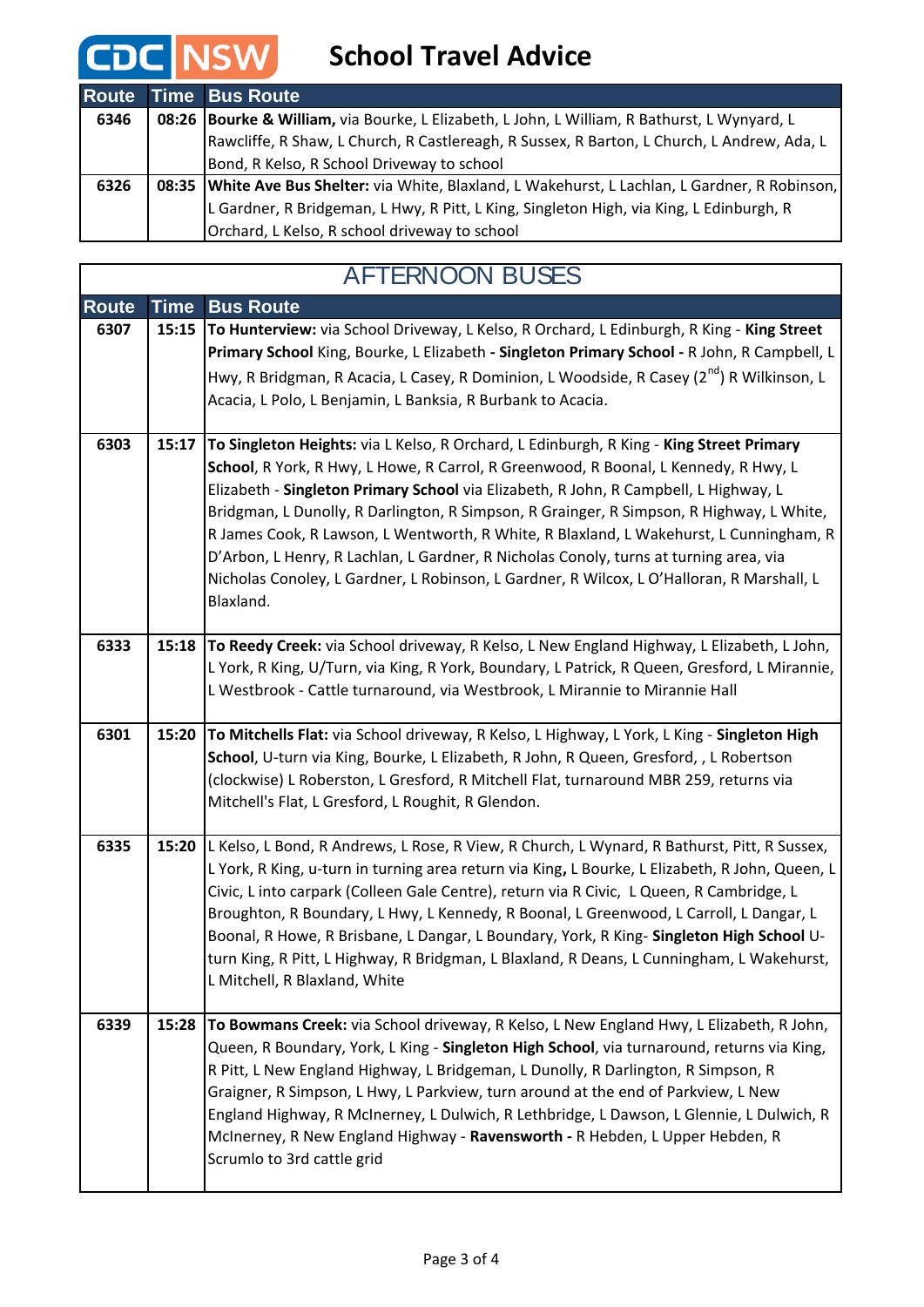# CDC NSW School Travel Advice

| Route | Time | Bus Route |
|---|---|---|
| 6346 | 08:26 | **Bourke & William,** via Bourke, L Elizabeth, L John, L William, R Bathurst, L Wynyard, L Rawcliffe, R Shaw, L Church, R Castlereagh, R Sussex, R Barton, L Church, L Andrew, Ada, L Bond, R Kelso, R School Driveway to school |
| 6326 | 08:35 | **White Ave Bus Shelter:** via White, Blaxland, L Wakehurst, L Lachlan, L Gardner, R Robinson, L Gardner, R Bridgeman, L Hwy, R Pitt, L King, Singleton High, via King, L Edinburgh, R Orchard, L Kelso, R school driveway to school |

## AFTERNOON BUSES

| Route | Time | Bus Route |
|---|---|---|
| 6307 | 15:15 | **To Hunterview:** via School Driveway, L Kelso, R Orchard, L Edinburgh, R King - **King Street Primary School** King, Bourke, L Elizabeth **- Singleton Primary School -** R John, R Campbell, L Hwy, R Bridgman, R Acacia, L Casey, R Dominion, L Woodside, R Casey (2nd) R Wilkinson, L Acacia, L Polo, L Benjamin, L Banksia, R Burbank to Acacia. |
| 6303 | 15:17 | **To Singleton Heights:** via L Kelso, R Orchard, L Edinburgh, R King - **King Street Primary School**, R York, R Hwy, L Howe, R Carrol, R Greenwood, R Boonal, L Kennedy, R Hwy, L Elizabeth - **Singleton Primary School** via Elizabeth, R John, R Campbell, L Highway, L Bridgman, L Dunolly, R Darlington, R Simpson, R Grainger, R Simpson, R Highway, L White, R James Cook, R Lawson, L Wentworth, R White, R Blaxland, L Wakehurst, L Cunningham, R D'Arbon, L Henry, R Lachlan, L Gardner, R Nicholas Conoly, turns at turning area, via Nicholas Conoley, L Gardner, L Robinson, L Gardner, R Wilcox, L O'Halloran, R Marshall, L Blaxland. |
| 6333 | 15:18 | **To Reedy Creek:** via School driveway, R Kelso, L New England Highway, L Elizabeth, L John, L York, R King, U/Turn, via King, R York, Boundary, L Patrick, R Queen, Gresford, L Mirannie, L Westbrook - Cattle turnaround, via Westbrook, L Mirannie to Mirannie Hall |
| 6301 | 15:20 | **To Mitchells Flat:** via School driveway, R Kelso, L Highway, L York, L King - **Singleton High School**, U-turn via King, Bourke, L Elizabeth, R John, R Queen, Gresford, , L Robertson (clockwise) L Roberston, L Gresford, R Mitchell Flat, turnaround MBR 259, returns via Mitchell's Flat, L Gresford, L Roughit, R Glendon. |
| 6335 | 15:20 | L Kelso, L Bond, R Andrews, L Rose, R View, R Church, L Wynard, R Bathurst, Pitt, R Sussex, L York, R King, u-turn in turning area return via King**,** L Bourke, L Elizabeth, R John, Queen, L Civic, L into carpark (Colleen Gale Centre), return via R Civic, L Queen, R Cambridge, L Broughton, R Boundary, L Hwy, L Kennedy, R Boonal, L Greenwood, L Carroll, L Dangar, L Boonal, R Howe, R Brisbane, L Dangar, L Boundary, York, R King- **Singleton High School** U-turn King, R Pitt, L Highway, R Bridgman, L Blaxland, R Deans, L Cunningham, L Wakehurst, L Mitchell, R Blaxland, White |
| 6339 | 15:28 | **To Bowmans Creek:** via School driveway, R Kelso, L New England Hwy, L Elizabeth, R John, Queen, R Boundary, York, L King - **Singleton High School**, via turnaround, returns via King, R Pitt, L New England Highway, L Bridgeman, L Dunolly, R Darlington, R Simpson, R Graigner, R Simpson, L Hwy, L Parkview, turn around at the end of Parkview, L New England Highway, R McInerney, L Dulwich, R Lethbridge, L Dawson, L Glennie, L Dulwich, R McInerney, R New England Highway - **Ravensworth -** R Hebden, L Upper Hebden, R Scrumlo to 3rd cattle grid |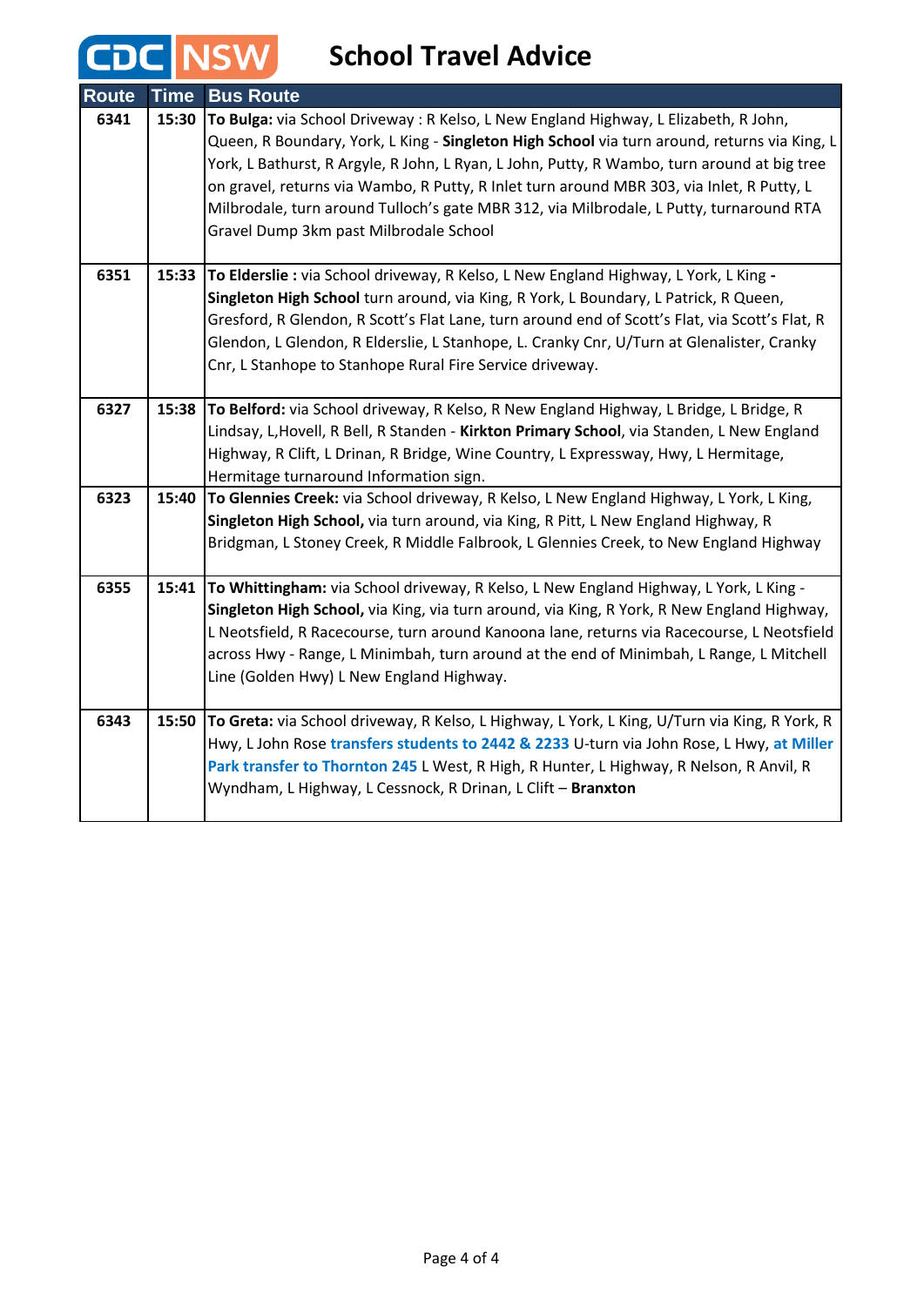# CDC NSW School Travel Advice

| Route | Time | Bus Route |
|---|---|---|
| 6341 | 15:30 | **To Bulga:** via School Driveway : R Kelso, L New England Highway, L Elizabeth, R John, Queen, R Boundary, York, L King - **Singleton High School** via turn around, returns via King, L York, L Bathurst, R Argyle, R John, L Ryan, L John, Putty, R Wambo, turn around at big tree on gravel, returns via Wambo, R Putty, R Inlet turn around MBR 303, via Inlet, R Putty, L Milbrodale, turn around Tulloch's gate MBR 312, via Milbrodale, L Putty, turnaround RTA Gravel Dump 3km past Milbrodale School |
| 6351 | 15:33 | **To Elderslie :** via School driveway, R Kelso, L New England Highway, L York, L King **- Singleton High School** turn around, via King, R York, L Boundary, L Patrick, R Queen, Gresford, R Glendon, R Scott's Flat Lane, turn around end of Scott's Flat, via Scott's Flat, R Glendon, L Glendon, R Elderslie, L Stanhope, L. Cranky Cnr, U/Turn at Glenalister, Cranky Cnr, L Stanhope to Stanhope Rural Fire Service driveway. |
| 6327 | 15:38 | **To Belford:** via School driveway, R Kelso, R New England Highway, L Bridge, L Bridge, R Lindsay, L,Hovell, R Bell, R Standen - **Kirkton Primary School**, via Standen, L New England Highway, R Clift, L Drinan, R Bridge, Wine Country, L Expressway, Hwy, L Hermitage, Hermitage turnaround Information sign. |
| 6323 | 15:40 | **To Glennies Creek:** via School driveway, R Kelso, L New England Highway, L York, L King, **Singleton High School,** via turn around, via King, R Pitt, L New England Highway, R Bridgman, L Stoney Creek, R Middle Falbrook, L Glennies Creek, to New England Highway |
| 6355 | 15:41 | **To Whittingham:** via School driveway, R Kelso, L New England Highway, L York, L King - **Singleton High School,** via King, via turn around, via King, R York, R New England Highway, L Neotsfield, R Racecourse, turn around Kanoona lane, returns via Racecourse, L Neotsfield across Hwy - Range, L Minimbah, turn around at the end of Minimbah, L Range, L Mitchell Line (Golden Hwy) L New England Highway. |
| 6343 | 15:50 | **To Greta:** via School driveway, R Kelso, L Highway, L York, L King, U/Turn via King, R York, R Hwy, L John Rose **transfers students to 2442 & 2233** U-turn via John Rose, L Hwy, **at Miller Park transfer to Thornton 245** L West, R High, R Hunter, L Highway, R Nelson, R Anvil, R Wyndham, L Highway, L Cessnock, R Drinan, L Clift – **Branxton** |